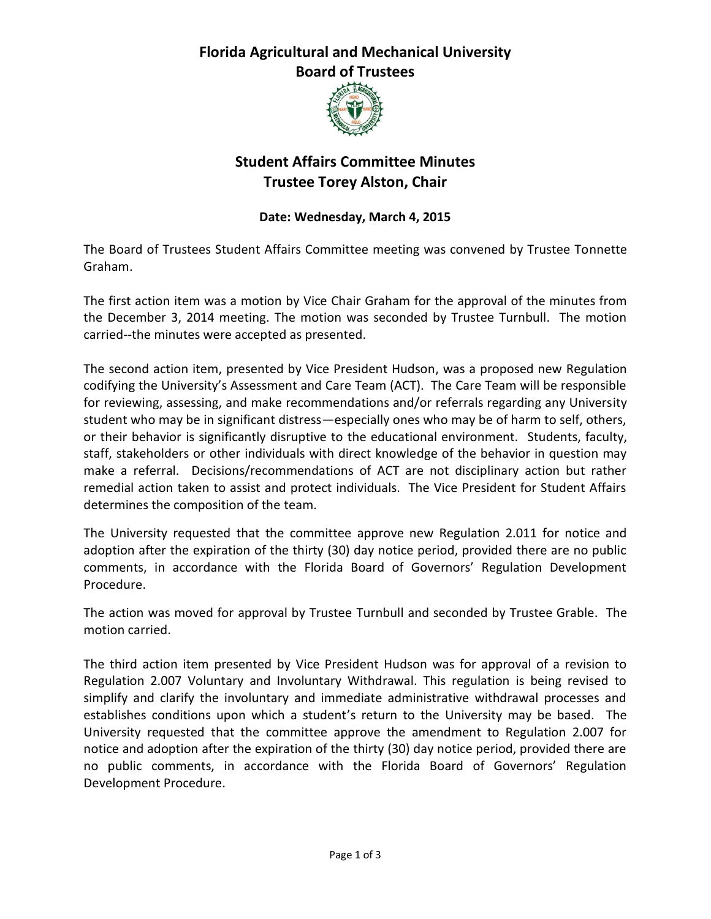# Florida Agricultural and Mechanical University
# Board of Trustees

## Student Affairs Committee Minutes
## Trustee Torey Alston, Chair

**Date: Wednesday, March 4, 2015**

The Board of Trustees Student Affairs Committee meeting was convened by Trustee Tonnette Graham.

The first action item was a motion by Vice Chair Graham for the approval of the minutes from the December 3, 2014 meeting. The motion was seconded by Trustee Turnbull. The motion carried--the minutes were accepted as presented.

The second action item, presented by Vice President Hudson, was a proposed new Regulation codifying the University's Assessment and Care Team (ACT). The Care Team will be responsible for reviewing, assessing, and make recommendations and/or referrals regarding any University student who may be in significant distress—especially ones who may be of harm to self, others, or their behavior is significantly disruptive to the educational environment. Students, faculty, staff, stakeholders or other individuals with direct knowledge of the behavior in question may make a referral. Decisions/recommendations of ACT are not disciplinary action but rather remedial action taken to assist and protect individuals. The Vice President for Student Affairs determines the composition of the team.

The University requested that the committee approve new Regulation 2.011 for notice and adoption after the expiration of the thirty (30) day notice period, provided there are no public comments, in accordance with the Florida Board of Governors' Regulation Development Procedure.

The action was moved for approval by Trustee Turnbull and seconded by Trustee Grable. The motion carried.

The third action item presented by Vice President Hudson was for approval of a revision to Regulation 2.007 Voluntary and Involuntary Withdrawal. This regulation is being revised to simplify and clarify the involuntary and immediate administrative withdrawal processes and establishes conditions upon which a student's return to the University may be based. The University requested that the committee approve the amendment to Regulation 2.007 for notice and adoption after the expiration of the thirty (30) day notice period, provided there are no public comments, in accordance with the Florida Board of Governors' Regulation Development Procedure.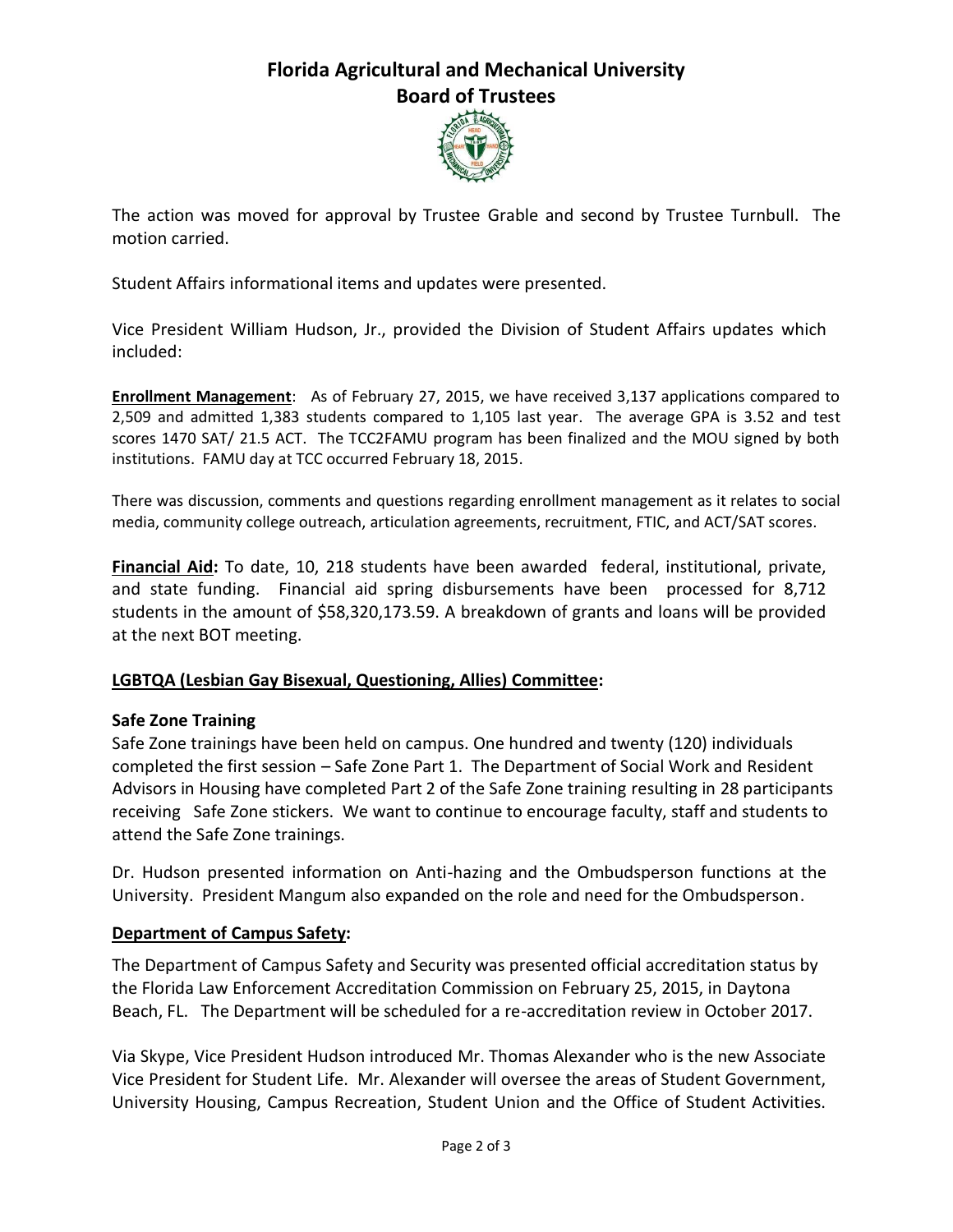The action was moved for approval by Trustee Grable and second by Trustee Turnbull. The motion carried.

Student Affairs informational items and updates were presented.

Vice President William Hudson, Jr., provided the Division of Student Affairs updates which included:

**Enrollment Management**: As of February 27, 2015, we have received 3,137 applications compared to 2,509 and admitted 1,383 students compared to 1,105 last year. The average GPA is 3.52 and test scores 1470 SAT/ 21.5 ACT. The TCC2FAMU program has been finalized and the MOU signed by both institutions. FAMU day at TCC occurred February 18, 2015.

There was discussion, comments and questions regarding enrollment management as it relates to social media, community college outreach, articulation agreements, recruitment, FTIC, and ACT/SAT scores.

**Financial Aid:** To date, 10, 218 students have been awarded federal, institutional, private, and state funding. Financial aid spring disbursements have been processed for 8,712 students in the amount of $58,320,173.59. A breakdown of grants and loans will be provided at the next BOT meeting.

**LGBTQA (Lesbian Gay Bisexual, Questioning, Allies) Committee:**

**Safe Zone Training**

Safe Zone trainings have been held on campus. One hundred and twenty (120) individuals completed the first session – Safe Zone Part 1. The Department of Social Work and Resident Advisors in Housing have completed Part 2 of the Safe Zone training resulting in 28 participants receiving Safe Zone stickers. We want to continue to encourage faculty, staff and students to attend the Safe Zone trainings.

Dr. Hudson presented information on Anti-hazing and the Ombudsperson functions at the University. President Mangum also expanded on the role and need for the Ombudsperson.

**Department of Campus Safety:**

The Department of Campus Safety and Security was presented official accreditation status by the Florida Law Enforcement Accreditation Commission on February 25, 2015, in Daytona Beach, FL. The Department will be scheduled for a re-accreditation review in October 2017.

Via Skype, Vice President Hudson introduced Mr. Thomas Alexander who is the new Associate Vice President for Student Life. Mr. Alexander will oversee the areas of Student Government, University Housing, Campus Recreation, Student Union and the Office of Student Activities.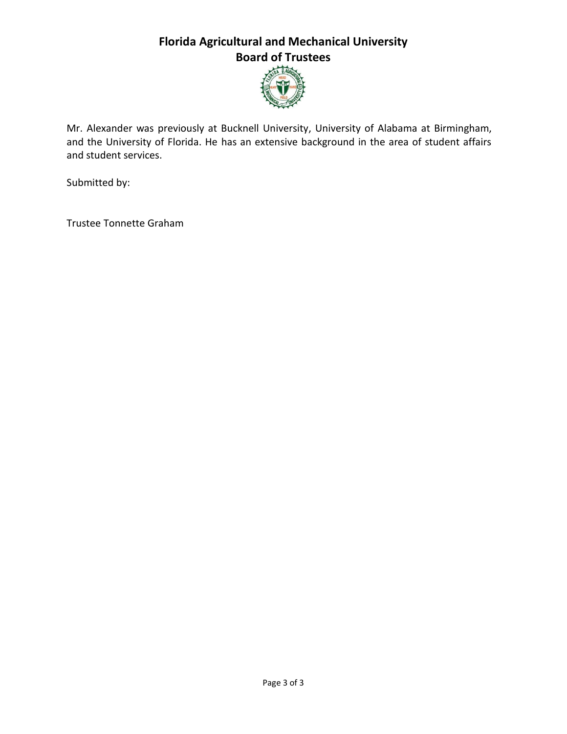Mr. Alexander was previously at Bucknell University, University of Alabama at Birmingham, and the University of Florida. He has an extensive background in the area of student affairs and student services.

Submitted by:

Trustee Tonnette Graham